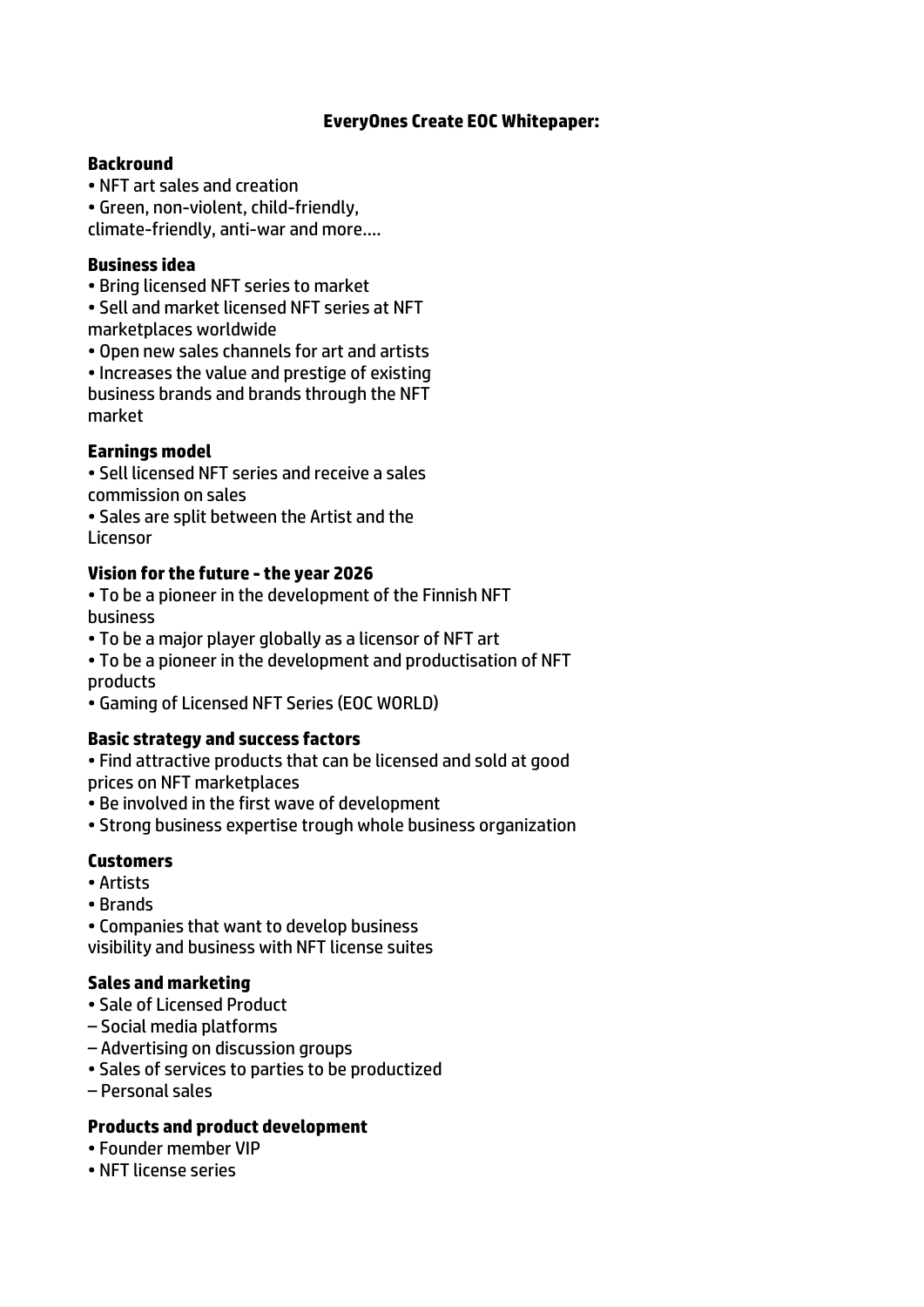# EveryOnes Create EOC Whitepaper:

**Backround**

- NFT art sales and creation
- Green, non-violent, child-friendly, climate-friendly, anti-war and more....

**Business idea**

- Bring licensed NFT series to market
- Sell and market licensed NFT series at NFT marketplaces worldwide
- Open new sales channels for art and artists
- Increases the value and prestige of existing business brands and brands through the NFT market

**Earnings model**

- Sell licensed NFT series and receive a sales commission on sales
- Sales are split between the Artist and the Licensor

**Vision for the future - the year 2026**

- To be a pioneer in the development of the Finnish NFT business
- To be a major player globally as a licensor of NFT art
- To be a pioneer in the development and productisation of NFT products
- Gaming of Licensed NFT Series (EOC WORLD)

**Basic strategy and success factors**

- Find attractive products that can be licensed and sold at good prices on NFT marketplaces
- Be involved in the first wave of development
- Strong business expertise trough whole business organization

**Customers**

- Artists
- Brands
- Companies that want to develop business visibility and business with NFT license suites

**Sales and marketing**

- Sale of Licensed Product
  – Social media platforms
  – Advertising on discussion groups
- Sales of services to parties to be productized
  – Personal sales

**Products and product development**

- Founder member VIP
- NFT license series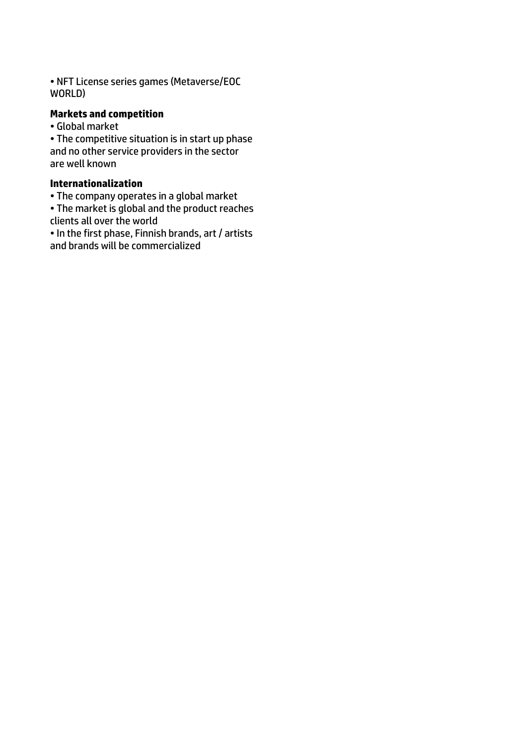- NFT License series games (Metaverse/EOC WORLD)

**Markets and competition**

- Global market
- The competitive situation is in start up phase and no other service providers in the sector are well known

**Internationalization**

- The company operates in a global market
- The market is global and the product reaches clients all over the world
- In the first phase, Finnish brands, art / artists and brands will be commercialized